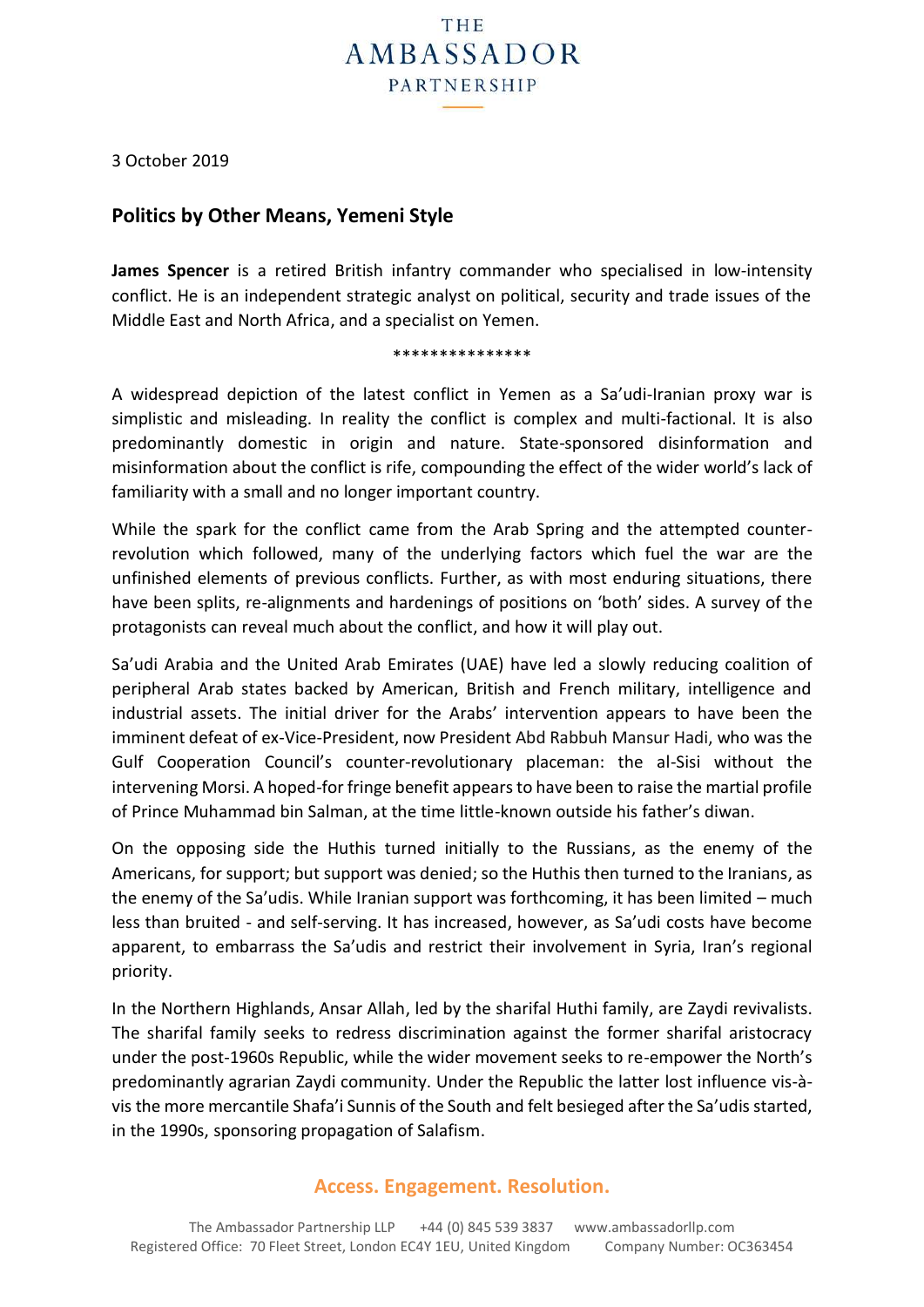THE AMBASSADOR PARTNERSHIP

3 October 2019

## Politics by Other Means, Yemeni Style

**James Spencer** is a retired British infantry commander who specialised in low-intensity conflict. He is an independent strategic analyst on political, security and trade issues of the Middle East and North Africa, and a specialist on Yemen.

***************

A widespread depiction of the latest conflict in Yemen as a Sa'udi-Iranian proxy war is simplistic and misleading. In reality the conflict is complex and multi-factional. It is also predominantly domestic in origin and nature. State-sponsored disinformation and misinformation about the conflict is rife, compounding the effect of the wider world's lack of familiarity with a small and no longer important country.

While the spark for the conflict came from the Arab Spring and the attempted counter-revolution which followed, many of the underlying factors which fuel the war are the unfinished elements of previous conflicts. Further, as with most enduring situations, there have been splits, re-alignments and hardenings of positions on 'both' sides. A survey of the protagonists can reveal much about the conflict, and how it will play out.

Sa'udi Arabia and the United Arab Emirates (UAE) have led a slowly reducing coalition of peripheral Arab states backed by American, British and French military, intelligence and industrial assets. The initial driver for the Arabs' intervention appears to have been the imminent defeat of ex-Vice-President, now President Abd Rabbuh Mansur Hadi, who was the Gulf Cooperation Council's counter-revolutionary placeman: the al-Sisi without the intervening Morsi. A hoped-for fringe benefit appears to have been to raise the martial profile of Prince Muhammad bin Salman, at the time little-known outside his father's diwan.

On the opposing side the Huthis turned initially to the Russians, as the enemy of the Americans, for support; but support was denied; so the Huthis then turned to the Iranians, as the enemy of the Sa'udis. While Iranian support was forthcoming, it has been limited – much less than bruited - and self-serving. It has increased, however, as Sa'udi costs have become apparent, to embarrass the Sa'udis and restrict their involvement in Syria, Iran's regional priority.

In the Northern Highlands, Ansar Allah, led by the sharifal Huthi family, are Zaydi revivalists. The sharifal family seeks to redress discrimination against the former sharifal aristocracy under the post-1960s Republic, while the wider movement seeks to re-empower the North's predominantly agrarian Zaydi community. Under the Republic the latter lost influence vis-à-vis the more mercantile Shafa'i Sunnis of the South and felt besieged after the Sa'udis started, in the 1990s, sponsoring propagation of Salafism.

**Access. Engagement. Resolution.**

The Ambassador Partnership LLP +44 (0) 845 539 3837 www.ambassadorllp.com
Registered Office: 70 Fleet Street, London EC4Y 1EU, United Kingdom Company Number: OC363454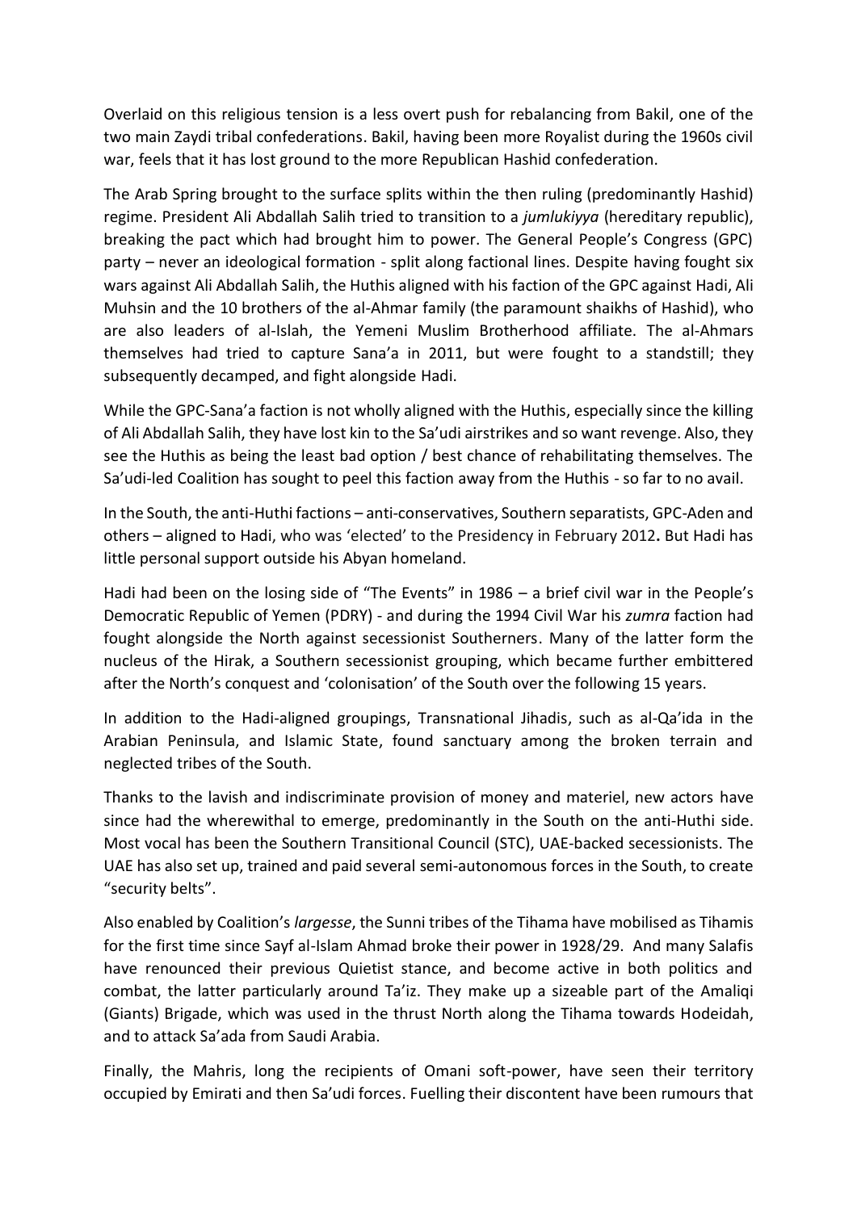Overlaid on this religious tension is a less overt push for rebalancing from Bakil, one of the two main Zaydi tribal confederations. Bakil, having been more Royalist during the 1960s civil war, feels that it has lost ground to the more Republican Hashid confederation.

The Arab Spring brought to the surface splits within the then ruling (predominantly Hashid) regime. President Ali Abdallah Salih tried to transition to a *jumlukiyya* (hereditary republic), breaking the pact which had brought him to power. The General People's Congress (GPC) party – never an ideological formation - split along factional lines. Despite having fought six wars against Ali Abdallah Salih, the Huthis aligned with his faction of the GPC against Hadi, Ali Muhsin and the 10 brothers of the al-Ahmar family (the paramount shaikhs of Hashid), who are also leaders of al-Islah, the Yemeni Muslim Brotherhood affiliate. The al-Ahmars themselves had tried to capture Sana'a in 2011, but were fought to a standstill; they subsequently decamped, and fight alongside Hadi.

While the GPC-Sana'a faction is not wholly aligned with the Huthis, especially since the killing of Ali Abdallah Salih, they have lost kin to the Sa'udi airstrikes and so want revenge. Also, they see the Huthis as being the least bad option / best chance of rehabilitating themselves. The Sa'udi-led Coalition has sought to peel this faction away from the Huthis - so far to no avail.

In the South, the anti-Huthi factions – anti-conservatives, Southern separatists, GPC-Aden and others – aligned to Hadi, who was 'elected' to the Presidency in February 2012**.** But Hadi has little personal support outside his Abyan homeland.

Hadi had been on the losing side of "The Events" in 1986 – a brief civil war in the People's Democratic Republic of Yemen (PDRY) - and during the 1994 Civil War his *zumra* faction had fought alongside the North against secessionist Southerners. Many of the latter form the nucleus of the Hirak, a Southern secessionist grouping, which became further embittered after the North's conquest and 'colonisation' of the South over the following 15 years.

In addition to the Hadi-aligned groupings, Transnational Jihadis, such as al-Qa'ida in the Arabian Peninsula, and Islamic State, found sanctuary among the broken terrain and neglected tribes of the South.

Thanks to the lavish and indiscriminate provision of money and materiel, new actors have since had the wherewithal to emerge, predominantly in the South on the anti-Huthi side. Most vocal has been the Southern Transitional Council (STC), UAE-backed secessionists. The UAE has also set up, trained and paid several semi-autonomous forces in the South, to create "security belts".

Also enabled by Coalition's *largesse*, the Sunni tribes of the Tihama have mobilised as Tihamis for the first time since Sayf al-Islam Ahmad broke their power in 1928/29. And many Salafis have renounced their previous Quietist stance, and become active in both politics and combat, the latter particularly around Ta'iz. They make up a sizeable part of the Amaliqi (Giants) Brigade, which was used in the thrust North along the Tihama towards Hodeidah, and to attack Sa'ada from Saudi Arabia.

Finally, the Mahris, long the recipients of Omani soft-power, have seen their territory occupied by Emirati and then Sa'udi forces. Fuelling their discontent have been rumours that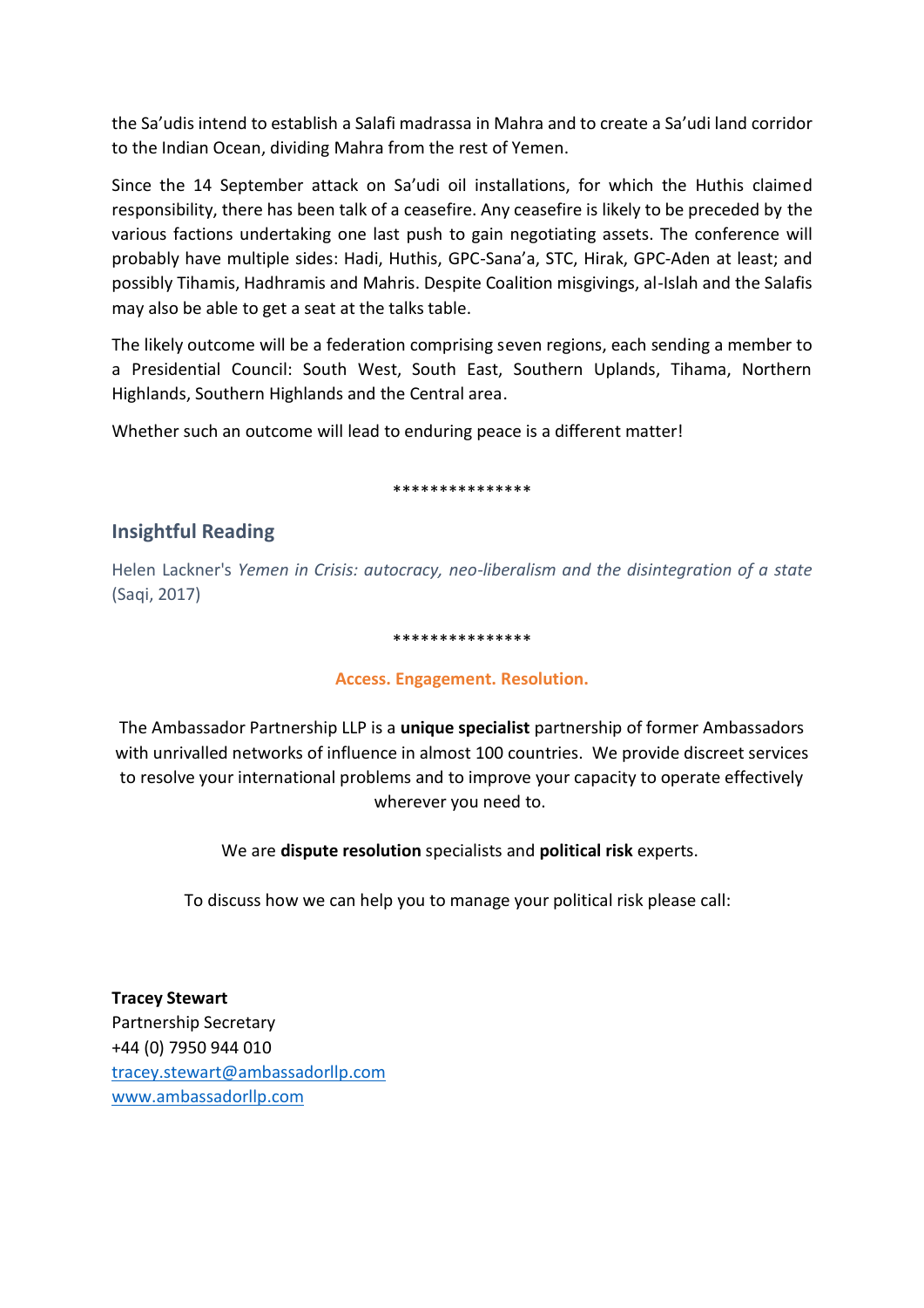the Sa'udis intend to establish a Salafi madrassa in Mahra and to create a Sa'udi land corridor to the Indian Ocean, dividing Mahra from the rest of Yemen.

Since the 14 September attack on Sa'udi oil installations, for which the Huthis claimed responsibility, there has been talk of a ceasefire. Any ceasefire is likely to be preceded by the various factions undertaking one last push to gain negotiating assets. The conference will probably have multiple sides: Hadi, Huthis, GPC-Sana'a, STC, Hirak, GPC-Aden at least; and possibly Tihamis, Hadhramis and Mahris. Despite Coalition misgivings, al-Islah and the Salafis may also be able to get a seat at the talks table.

The likely outcome will be a federation comprising seven regions, each sending a member to a Presidential Council: South West, South East, Southern Uplands, Tihama, Northern Highlands, Southern Highlands and the Central area.

Whether such an outcome will lead to enduring peace is a different matter!

***************

## Insightful Reading

Helen Lackner's *Yemen in Crisis: autocracy, neo-liberalism and the disintegration of a state* (Saqi, 2017)

***************

**Access. Engagement. Resolution.**

The Ambassador Partnership LLP is a **unique specialist** partnership of former Ambassadors with unrivalled networks of influence in almost 100 countries. We provide discreet services to resolve your international problems and to improve your capacity to operate effectively wherever you need to.

We are **dispute resolution** specialists and **political risk** experts.

To discuss how we can help you to manage your political risk please call:

**Tracey Stewart**
Partnership Secretary
+44 (0) 7950 944 010
tracey.stewart@ambassadorllp.com
www.ambassadorllp.com